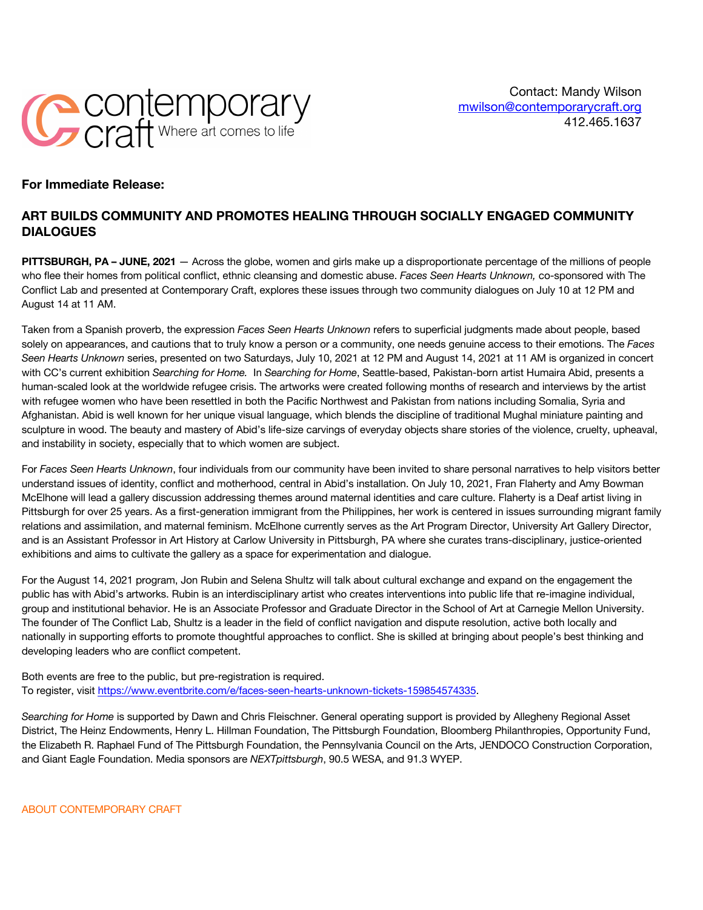contemporary craft Where art comes to life

Contact: Mandy Wilson
mwilson@contemporarycraft.org
412.465.1637

**For Immediate Release:**

## ART BUILDS COMMUNITY AND PROMOTES HEALING THROUGH SOCIALLY ENGAGED COMMUNITY DIALOGUES

**PITTSBURGH, PA – JUNE, 2021** — Across the globe, women and girls make up a disproportionate percentage of the millions of people who flee their homes from political conflict, ethnic cleansing and domestic abuse. *Faces Seen Hearts Unknown,* co-sponsored with The Conflict Lab and presented at Contemporary Craft, explores these issues through two community dialogues on July 10 at 12 PM and August 14 at 11 AM.

Taken from a Spanish proverb, the expression *Faces Seen Hearts Unknown* refers to superficial judgments made about people, based solely on appearances, and cautions that to truly know a person or a community, one needs genuine access to their emotions. The *Faces Seen Hearts Unknown* series, presented on two Saturdays, July 10, 2021 at 12 PM and August 14, 2021 at 11 AM is organized in concert with CC's current exhibition *Searching for Home.* In *Searching for Home*, Seattle-based, Pakistan-born artist Humaira Abid, presents a human-scaled look at the worldwide refugee crisis. The artworks were created following months of research and interviews by the artist with refugee women who have been resettled in both the Pacific Northwest and Pakistan from nations including Somalia, Syria and Afghanistan. Abid is well known for her unique visual language, which blends the discipline of traditional Mughal miniature painting and sculpture in wood. The beauty and mastery of Abid's life-size carvings of everyday objects share stories of the violence, cruelty, upheaval, and instability in society, especially that to which women are subject.

For *Faces Seen Hearts Unknown*, four individuals from our community have been invited to share personal narratives to help visitors better understand issues of identity, conflict and motherhood, central in Abid's installation. On July 10, 2021, Fran Flaherty and Amy Bowman McElhone will lead a gallery discussion addressing themes around maternal identities and care culture. Flaherty is a Deaf artist living in Pittsburgh for over 25 years. As a first-generation immigrant from the Philippines, her work is centered in issues surrounding migrant family relations and assimilation, and maternal feminism. McElhone currently serves as the Art Program Director, University Art Gallery Director, and is an Assistant Professor in Art History at Carlow University in Pittsburgh, PA where she curates trans-disciplinary, justice-oriented exhibitions and aims to cultivate the gallery as a space for experimentation and dialogue.

For the August 14, 2021 program, Jon Rubin and Selena Shultz will talk about cultural exchange and expand on the engagement the public has with Abid's artworks. Rubin is an interdisciplinary artist who creates interventions into public life that re-imagine individual, group and institutional behavior. He is an Associate Professor and Graduate Director in the School of Art at Carnegie Mellon University. The founder of The Conflict Lab, Shultz is a leader in the field of conflict navigation and dispute resolution, active both locally and nationally in supporting efforts to promote thoughtful approaches to conflict. She is skilled at bringing about people's best thinking and developing leaders who are conflict competent.

Both events are free to the public, but pre-registration is required.
To register, visit https://www.eventbrite.com/e/faces-seen-hearts-unknown-tickets-159854574335.

*Searching for Home* is supported by Dawn and Chris Fleischner. General operating support is provided by Allegheny Regional Asset District, The Heinz Endowments, Henry L. Hillman Foundation, The Pittsburgh Foundation, Bloomberg Philanthropies, Opportunity Fund, the Elizabeth R. Raphael Fund of The Pittsburgh Foundation, the Pennsylvania Council on the Arts, JENDOCO Construction Corporation, and Giant Eagle Foundation. Media sponsors are *NEXTpittsburgh*, 90.5 WESA, and 91.3 WYEP.

ABOUT CONTEMPORARY CRAFT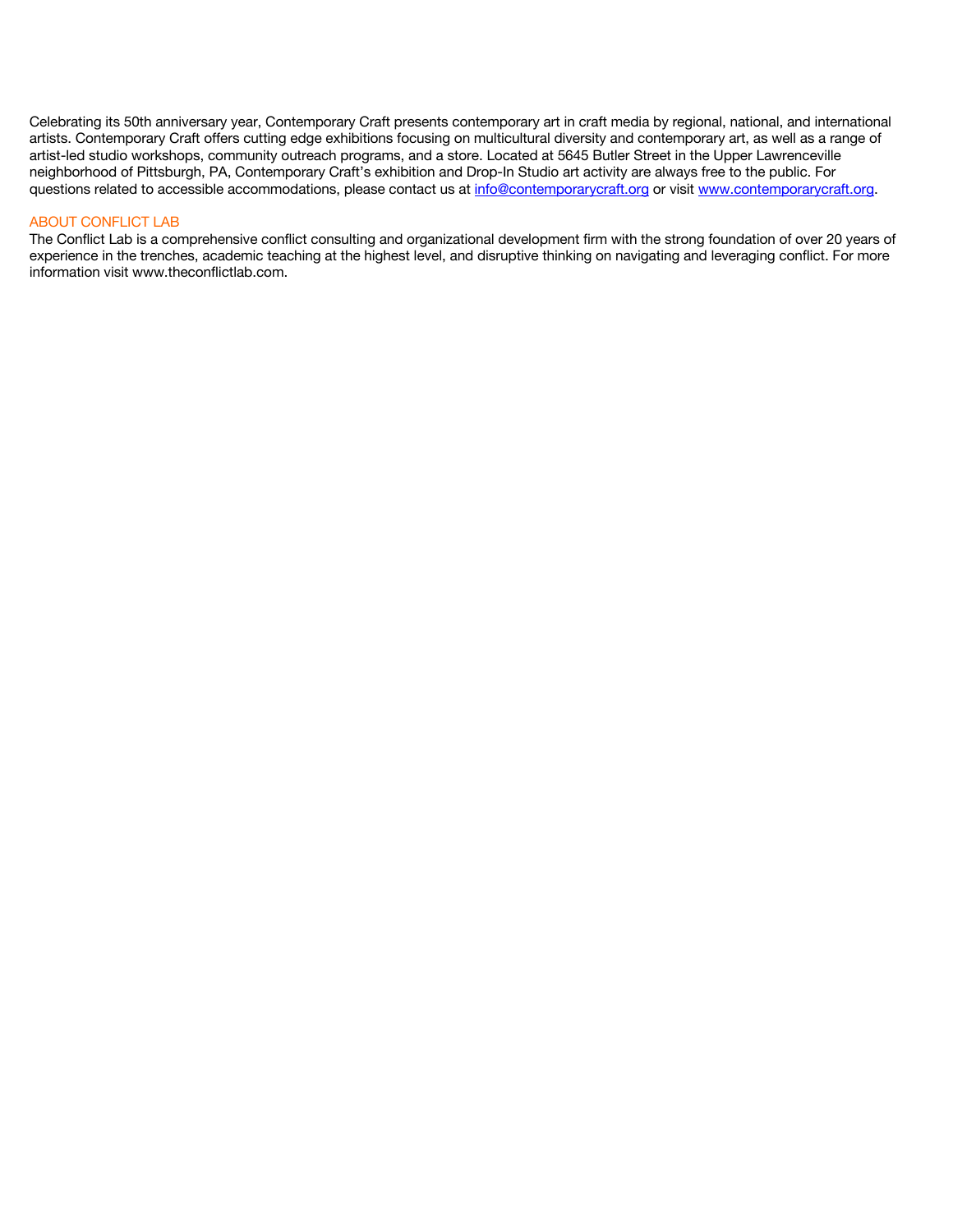Celebrating its 50th anniversary year, Contemporary Craft presents contemporary art in craft media by regional, national, and international artists. Contemporary Craft offers cutting edge exhibitions focusing on multicultural diversity and contemporary art, as well as a range of artist-led studio workshops, community outreach programs, and a store. Located at 5645 Butler Street in the Upper Lawrenceville neighborhood of Pittsburgh, PA, Contemporary Craft's exhibition and Drop-In Studio art activity are always free to the public. For questions related to accessible accommodations, please contact us at [info@contemporarycraft.org](mailto:info@contemporarycraft.org) or visit [www.contemporarycraft.org](http://www.contemporarycraft.org).

## ABOUT CONFLICT LAB

The Conflict Lab is a comprehensive conflict consulting and organizational development firm with the strong foundation of over 20 years of experience in the trenches, academic teaching at the highest level, and disruptive thinking on navigating and leveraging conflict. For more information visit www.theconflictlab.com.